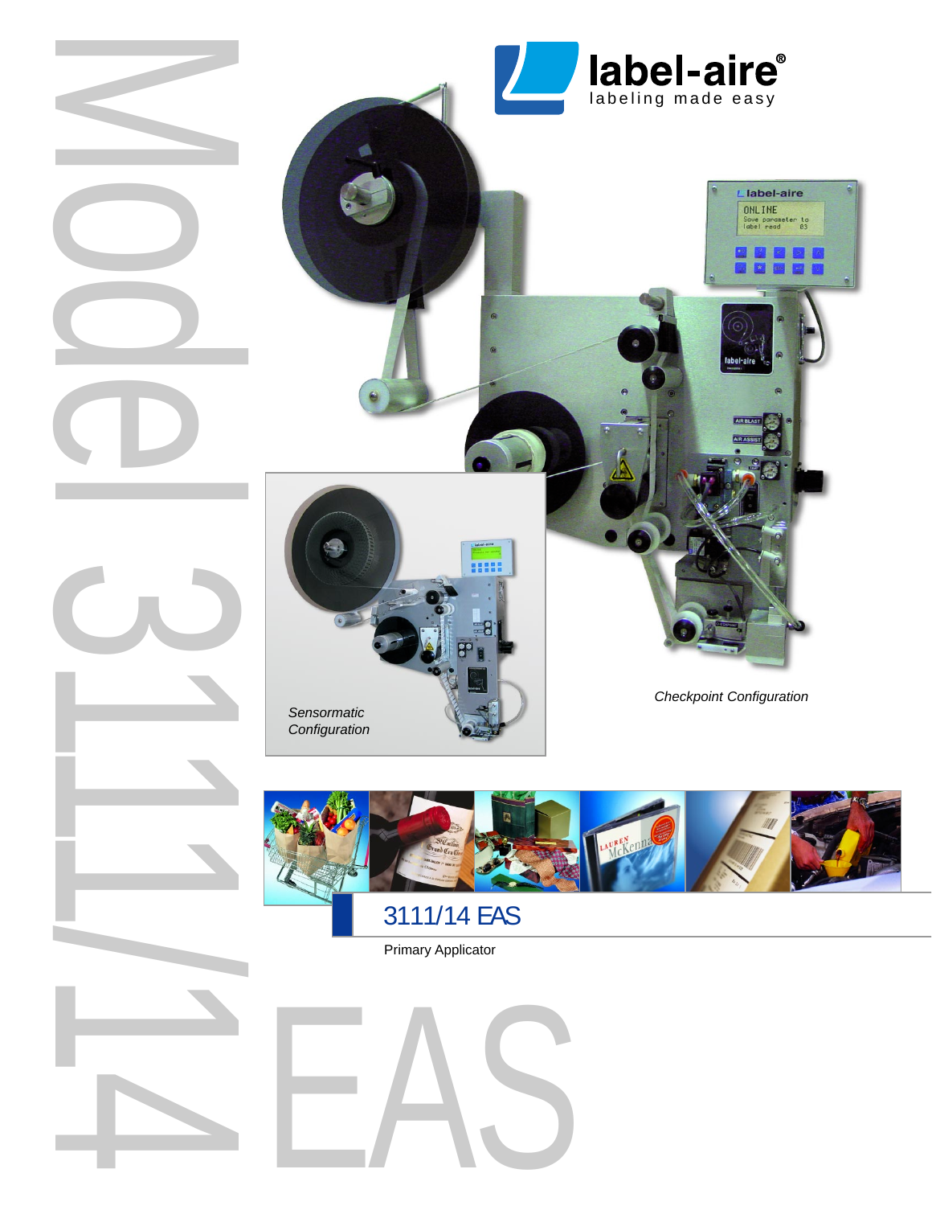label-aire®
labeling made easy

# Model 3111/14 EAS

*Sensormatic Configuration*

*Checkpoint Configuration*

## 3111/14 EAS

Primary Applicator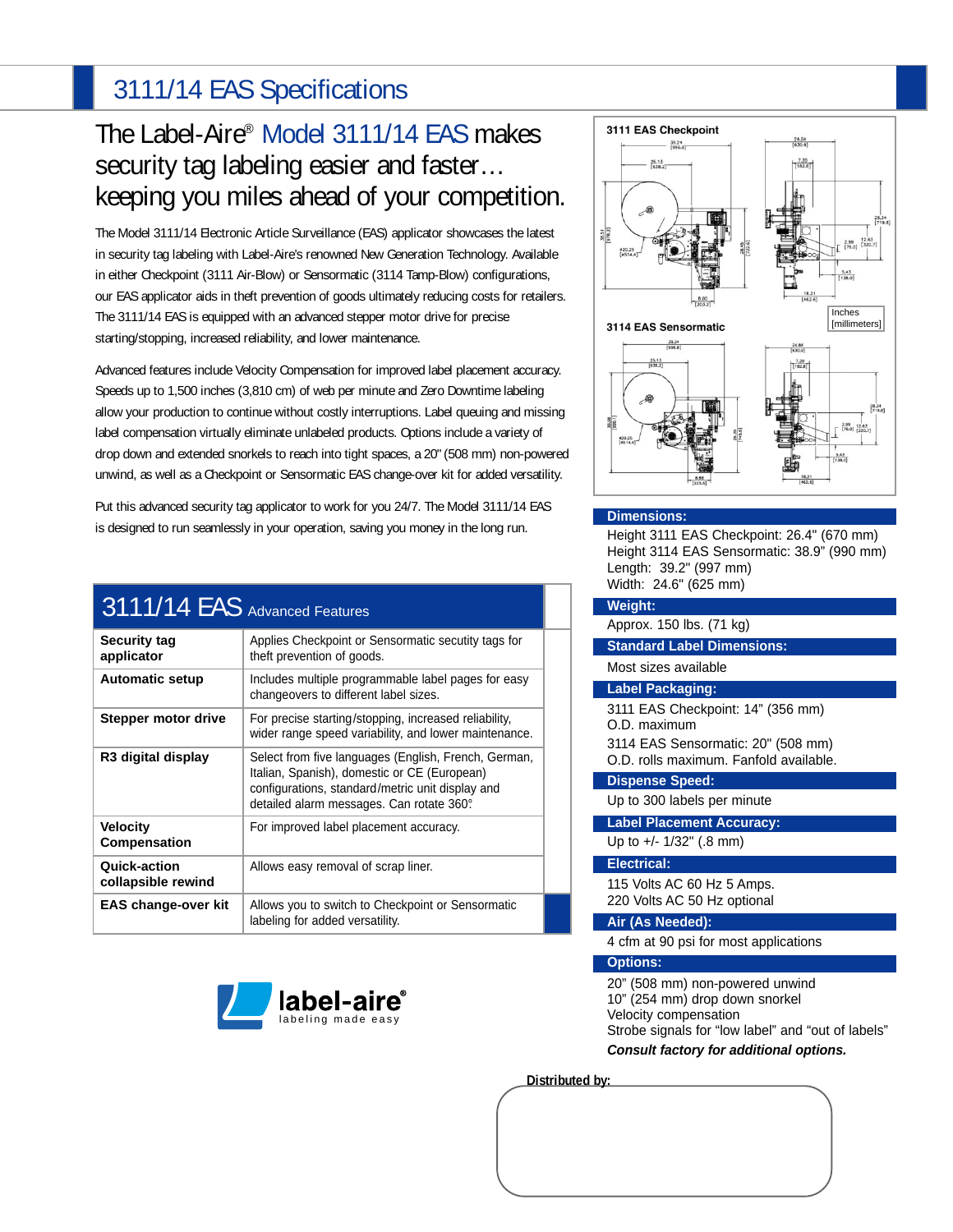# 3111/14 EAS Specifications

## The Label-Aire® Model 3111/14 EAS makes security tag labeling easier and faster… keeping you miles ahead of your competition.

The Model 3111/14 Electronic Article Surveillance (EAS) applicator showcases the latest in security tag labeling with Label-Aire's renowned New Generation Technology. Available in either Checkpoint (3111 Air-Blow) or Sensormatic (3114 Tamp-Blow) configurations, our EAS applicator aids in theft prevention of goods ultimately reducing costs for retailers. The 3111/14 EAS is equipped with an advanced stepper motor drive for precise starting/stopping, increased reliability, and lower maintenance.

Advanced features include Velocity Compensation for improved label placement accuracy. Speeds up to 1,500 inches (3,810 cm) of web per minute and Zero Downtime labeling allow your production to continue without costly interruptions. Label queuing and missing label compensation virtually eliminate unlabeled products. Options include a variety of drop down and extended snorkels to reach into tight spaces, a 20" (508 mm) non-powered unwind, as well as a Checkpoint or Sensormatic EAS change-over kit for added versatility.

Put this advanced security tag applicator to work for you 24/7. The Model 3111/14 EAS is designed to run seamlessly in your operation, saving you money in the long run.

### 3111/14 EAS Advanced Features

| | |
|---|---|
| **Security tag applicator** | Applies Checkpoint or Sensormatic secutity tags for theft prevention of goods. |
| **Automatic setup** | Includes multiple programmable label pages for easy changeovers to different label sizes. |
| **Stepper motor drive** | For precise starting/stopping, increased reliability, wider range speed variability, and lower maintenance. |
| **R3 digital display** | Select from five languages (English, French, German, Italian, Spanish), domestic or CE (European) configurations, standard/metric unit display and detailed alarm messages. Can rotate 360°. |
| **Velocity Compensation** | For improved label placement accuracy. |
| **Quick-action collapsible rewind** | Allows easy removal of scrap liner. |
| **EAS change-over kit** | Allows you to switch to Checkpoint or Sensormatic labeling for added versatility. |

label-aire®
labeling made easy

3111 EAS Checkpoint

3114 EAS Sensormatic

Inches [millimeters]

**Dimensions:**
Height 3111 EAS Checkpoint: 26.4" (670 mm)
Height 3114 EAS Sensormatic: 38.9" (990 mm)
Length: 39.2" (997 mm)
Width: 24.6" (625 mm)

**Weight:**
Approx. 150 lbs. (71 kg)

**Standard Label Dimensions:**
Most sizes available

**Label Packaging:**
3111 EAS Checkpoint: 14" (356 mm) O.D. maximum
3114 EAS Sensormatic: 20" (508 mm) O.D. rolls maximum. Fanfold available.

**Dispense Speed:**
Up to 300 labels per minute

**Label Placement Accuracy:**
Up to +/- 1/32" (.8 mm)

**Electrical:**
115 Volts AC 60 Hz 5 Amps.
220 Volts AC 50 Hz optional

**Air (As Needed):**
4 cfm at 90 psi for most applications

**Options:**
20" (508 mm) non-powered unwind
10" (254 mm) drop down snorkel
Velocity compensation
Strobe signals for "low label" and "out of labels"

***Consult factory for additional options.***

Distributed by: